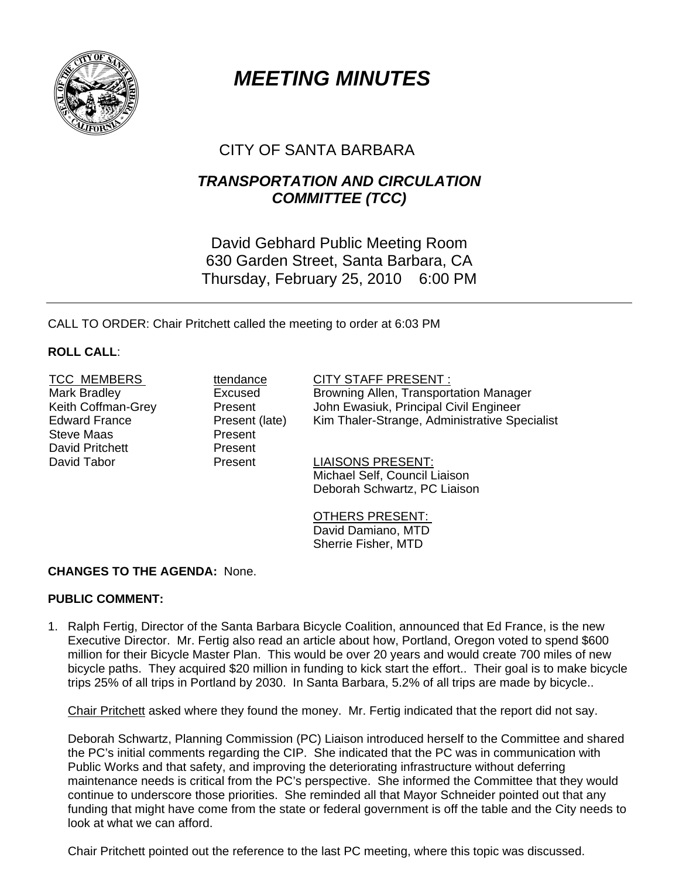// Note: the city seal logo is not reproduced because no images were detected on this page.

# MEETING MINUTES

## CITY OF SANTA BARBARA

### TRANSPORTATION AND CIRCULATION COMMITTEE (TCC)

David Gebhard Public Meeting Room
630 Garden Street, Santa Barbara, CA
Thursday, February 25, 2010 6:00 PM

---

CALL TO ORDER: Chair Pritchett called the meeting to order at 6:03 PM

**ROLL CALL**:

| TCC MEMBERS | ttendance | CITY STAFF PRESENT : |
|---|---|---|
| Mark Bradley | Excused | Browning Allen, Transportation Manager |
| Keith Coffman-Grey | Present | John Ewasiuk, Principal Civil Engineer |
| Edward France | Present (late) | Kim Thaler-Strange, Administrative Specialist |
| Steve Maas | Present | |
| David Pritchett | Present | |
| David Tabor | Present | |

LIAISONS PRESENT:
Michael Self, Council Liaison
Deborah Schwartz, PC Liaison

OTHERS PRESENT:
David Damiano, MTD
Sherrie Fisher, MTD

**CHANGES TO THE AGENDA:** None.

**PUBLIC COMMENT:**

1. Ralph Fertig, Director of the Santa Barbara Bicycle Coalition, announced that Ed France, is the new Executive Director. Mr. Fertig also read an article about how, Portland, Oregon voted to spend $600 million for their Bicycle Master Plan. This would be over 20 years and would create 700 miles of new bicycle paths. They acquired $20 million in funding to kick start the effort.. Their goal is to make bicycle trips 25% of all trips in Portland by 2030. In Santa Barbara, 5.2% of all trips are made by bicycle..

   Chair Pritchett asked where they found the money. Mr. Fertig indicated that the report did not say.

   Deborah Schwartz, Planning Commission (PC) Liaison introduced herself to the Committee and shared the PC's initial comments regarding the CIP. She indicated that the PC was in communication with Public Works and that safety, and improving the deteriorating infrastructure without deferring maintenance needs is critical from the PC's perspective. She informed the Committee that they would continue to underscore those priorities. She reminded all that Mayor Schneider pointed out that any funding that might have come from the state or federal government is off the table and the City needs to look at what we can afford.

   Chair Pritchett pointed out the reference to the last PC meeting, where this topic was discussed.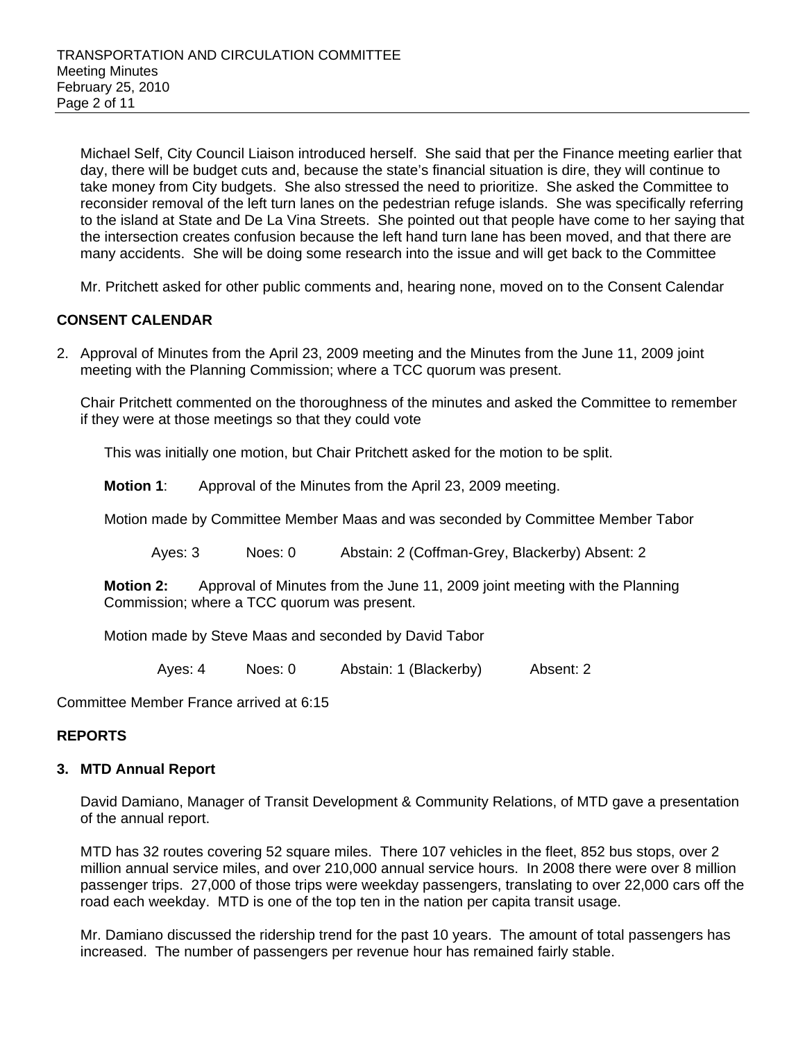Michael Self, City Council Liaison introduced herself. She said that per the Finance meeting earlier that day, there will be budget cuts and, because the state's financial situation is dire, they will continue to take money from City budgets. She also stressed the need to prioritize. She asked the Committee to reconsider removal of the left turn lanes on the pedestrian refuge islands. She was specifically referring to the island at State and De La Vina Streets. She pointed out that people have come to her saying that the intersection creates confusion because the left hand turn lane has been moved, and that there are many accidents. She will be doing some research into the issue and will get back to the Committee

Mr. Pritchett asked for other public comments and, hearing none, moved on to the Consent Calendar

**CONSENT CALENDAR**

2. Approval of Minutes from the April 23, 2009 meeting and the Minutes from the June 11, 2009 joint meeting with the Planning Commission; where a TCC quorum was present.

   Chair Pritchett commented on the thoroughness of the minutes and asked the Committee to remember if they were at those meetings so that they could vote

   This was initially one motion, but Chair Pritchett asked for the motion to be split.

   **Motion 1**: Approval of the Minutes from the April 23, 2009 meeting.

   Motion made by Committee Member Maas and was seconded by Committee Member Tabor

   Ayes: 3 Noes: 0 Abstain: 2 (Coffman-Grey, Blackerby) Absent: 2

   **Motion 2:** Approval of Minutes from the June 11, 2009 joint meeting with the Planning Commission; where a TCC quorum was present.

   Motion made by Steve Maas and seconded by David Tabor

   Ayes: 4 Noes: 0 Abstain: 1 (Blackerby) Absent: 2

Committee Member France arrived at 6:15

**REPORTS**

**3. MTD Annual Report**

David Damiano, Manager of Transit Development & Community Relations, of MTD gave a presentation of the annual report.

MTD has 32 routes covering 52 square miles. There 107 vehicles in the fleet, 852 bus stops, over 2 million annual service miles, and over 210,000 annual service hours. In 2008 there were over 8 million passenger trips. 27,000 of those trips were weekday passengers, translating to over 22,000 cars off the road each weekday. MTD is one of the top ten in the nation per capita transit usage.

Mr. Damiano discussed the ridership trend for the past 10 years. The amount of total passengers has increased. The number of passengers per revenue hour has remained fairly stable.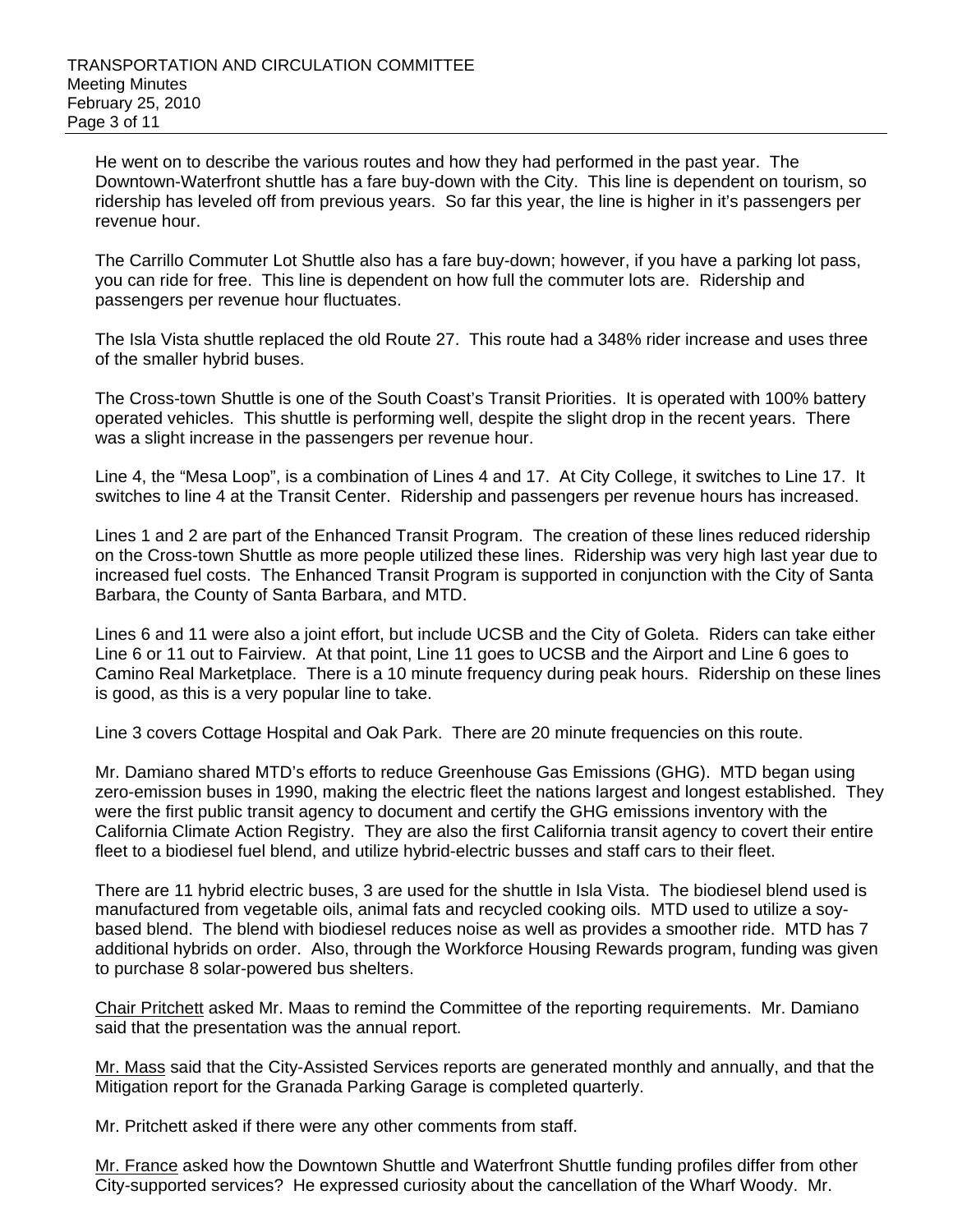He went on to describe the various routes and how they had performed in the past year. The Downtown-Waterfront shuttle has a fare buy-down with the City. This line is dependent on tourism, so ridership has leveled off from previous years. So far this year, the line is higher in it's passengers per revenue hour.

The Carrillo Commuter Lot Shuttle also has a fare buy-down; however, if you have a parking lot pass, you can ride for free. This line is dependent on how full the commuter lots are. Ridership and passengers per revenue hour fluctuates.

The Isla Vista shuttle replaced the old Route 27. This route had a 348% rider increase and uses three of the smaller hybrid buses.

The Cross-town Shuttle is one of the South Coast's Transit Priorities. It is operated with 100% battery operated vehicles. This shuttle is performing well, despite the slight drop in the recent years. There was a slight increase in the passengers per revenue hour.

Line 4, the "Mesa Loop", is a combination of Lines 4 and 17. At City College, it switches to Line 17. It switches to line 4 at the Transit Center. Ridership and passengers per revenue hours has increased.

Lines 1 and 2 are part of the Enhanced Transit Program. The creation of these lines reduced ridership on the Cross-town Shuttle as more people utilized these lines. Ridership was very high last year due to increased fuel costs. The Enhanced Transit Program is supported in conjunction with the City of Santa Barbara, the County of Santa Barbara, and MTD.

Lines 6 and 11 were also a joint effort, but include UCSB and the City of Goleta. Riders can take either Line 6 or 11 out to Fairview. At that point, Line 11 goes to UCSB and the Airport and Line 6 goes to Camino Real Marketplace. There is a 10 minute frequency during peak hours. Ridership on these lines is good, as this is a very popular line to take.

Line 3 covers Cottage Hospital and Oak Park. There are 20 minute frequencies on this route.

Mr. Damiano shared MTD's efforts to reduce Greenhouse Gas Emissions (GHG). MTD began using zero-emission buses in 1990, making the electric fleet the nations largest and longest established. They were the first public transit agency to document and certify the GHG emissions inventory with the California Climate Action Registry. They are also the first California transit agency to covert their entire fleet to a biodiesel fuel blend, and utilize hybrid-electric busses and staff cars to their fleet.

There are 11 hybrid electric buses, 3 are used for the shuttle in Isla Vista. The biodiesel blend used is manufactured from vegetable oils, animal fats and recycled cooking oils. MTD used to utilize a soy-based blend. The blend with biodiesel reduces noise as well as provides a smoother ride. MTD has 7 additional hybrids on order. Also, through the Workforce Housing Rewards program, funding was given to purchase 8 solar-powered bus shelters.

Chair Pritchett asked Mr. Maas to remind the Committee of the reporting requirements. Mr. Damiano said that the presentation was the annual report.

Mr. Mass said that the City-Assisted Services reports are generated monthly and annually, and that the Mitigation report for the Granada Parking Garage is completed quarterly.

Mr. Pritchett asked if there were any other comments from staff.

Mr. France asked how the Downtown Shuttle and Waterfront Shuttle funding profiles differ from other City-supported services? He expressed curiosity about the cancellation of the Wharf Woody. Mr.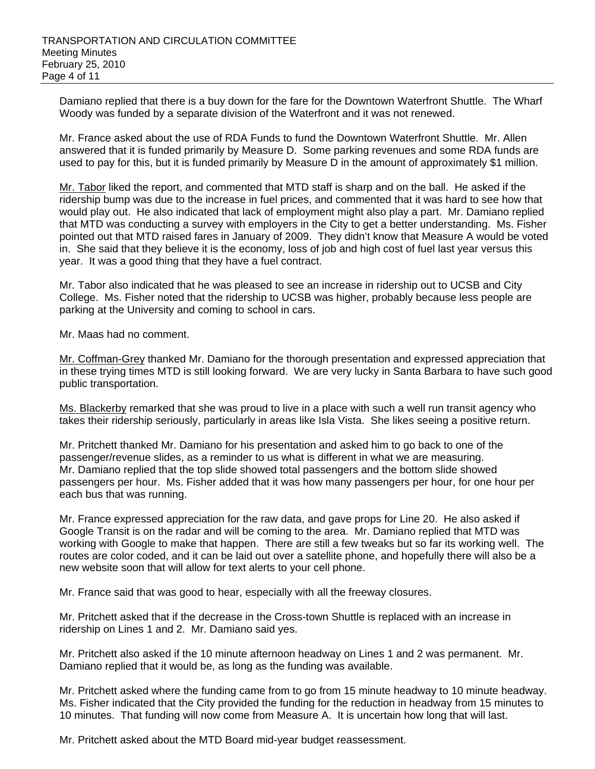Damiano replied that there is a buy down for the fare for the Downtown Waterfront Shuttle. The Wharf Woody was funded by a separate division of the Waterfront and it was not renewed.

Mr. France asked about the use of RDA Funds to fund the Downtown Waterfront Shuttle. Mr. Allen answered that it is funded primarily by Measure D. Some parking revenues and some RDA funds are used to pay for this, but it is funded primarily by Measure D in the amount of approximately $1 million.

Mr. Tabor liked the report, and commented that MTD staff is sharp and on the ball. He asked if the ridership bump was due to the increase in fuel prices, and commented that it was hard to see how that would play out. He also indicated that lack of employment might also play a part. Mr. Damiano replied that MTD was conducting a survey with employers in the City to get a better understanding. Ms. Fisher pointed out that MTD raised fares in January of 2009. They didn't know that Measure A would be voted in. She said that they believe it is the economy, loss of job and high cost of fuel last year versus this year. It was a good thing that they have a fuel contract.

Mr. Tabor also indicated that he was pleased to see an increase in ridership out to UCSB and City College. Ms. Fisher noted that the ridership to UCSB was higher, probably because less people are parking at the University and coming to school in cars.

Mr. Maas had no comment.

Mr. Coffman-Grey thanked Mr. Damiano for the thorough presentation and expressed appreciation that in these trying times MTD is still looking forward. We are very lucky in Santa Barbara to have such good public transportation.

Ms. Blackerby remarked that she was proud to live in a place with such a well run transit agency who takes their ridership seriously, particularly in areas like Isla Vista. She likes seeing a positive return.

Mr. Pritchett thanked Mr. Damiano for his presentation and asked him to go back to one of the passenger/revenue slides, as a reminder to us what is different in what we are measuring. Mr. Damiano replied that the top slide showed total passengers and the bottom slide showed passengers per hour. Ms. Fisher added that it was how many passengers per hour, for one hour per each bus that was running.

Mr. France expressed appreciation for the raw data, and gave props for Line 20. He also asked if Google Transit is on the radar and will be coming to the area. Mr. Damiano replied that MTD was working with Google to make that happen. There are still a few tweaks but so far its working well. The routes are color coded, and it can be laid out over a satellite phone, and hopefully there will also be a new website soon that will allow for text alerts to your cell phone.

Mr. France said that was good to hear, especially with all the freeway closures.

Mr. Pritchett asked that if the decrease in the Cross-town Shuttle is replaced with an increase in ridership on Lines 1 and 2. Mr. Damiano said yes.

Mr. Pritchett also asked if the 10 minute afternoon headway on Lines 1 and 2 was permanent. Mr. Damiano replied that it would be, as long as the funding was available.

Mr. Pritchett asked where the funding came from to go from 15 minute headway to 10 minute headway. Ms. Fisher indicated that the City provided the funding for the reduction in headway from 15 minutes to 10 minutes. That funding will now come from Measure A. It is uncertain how long that will last.

Mr. Pritchett asked about the MTD Board mid-year budget reassessment.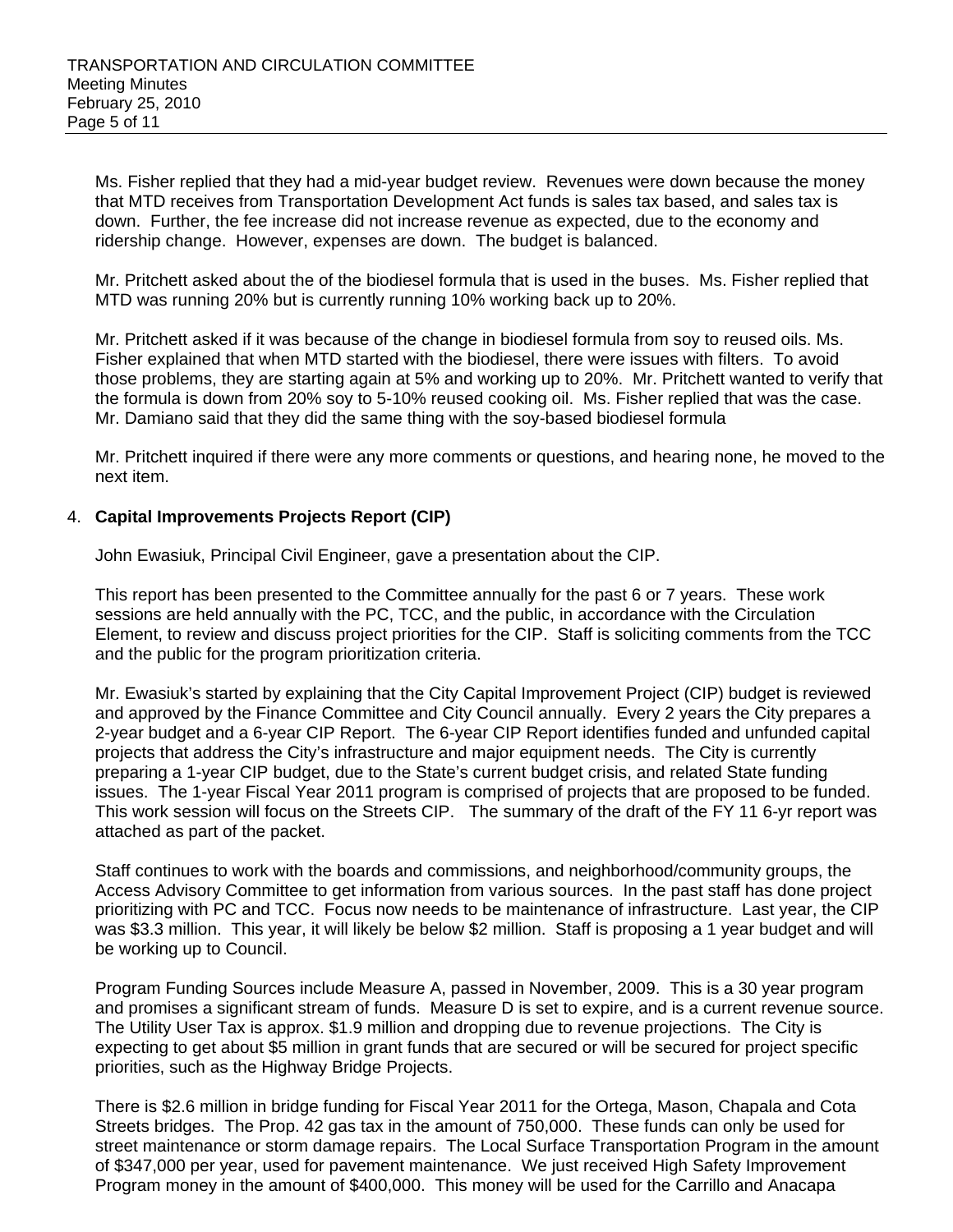Ms. Fisher replied that they had a mid-year budget review. Revenues were down because the money that MTD receives from Transportation Development Act funds is sales tax based, and sales tax is down. Further, the fee increase did not increase revenue as expected, due to the economy and ridership change. However, expenses are down. The budget is balanced.

Mr. Pritchett asked about the of the biodiesel formula that is used in the buses. Ms. Fisher replied that MTD was running 20% but is currently running 10% working back up to 20%.

Mr. Pritchett asked if it was because of the change in biodiesel formula from soy to reused oils. Ms. Fisher explained that when MTD started with the biodiesel, there were issues with filters. To avoid those problems, they are starting again at 5% and working up to 20%. Mr. Pritchett wanted to verify that the formula is down from 20% soy to 5-10% reused cooking oil. Ms. Fisher replied that was the case. Mr. Damiano said that they did the same thing with the soy-based biodiesel formula

Mr. Pritchett inquired if there were any more comments or questions, and hearing none, he moved to the next item.

4. **Capital Improvements Projects Report (CIP)**

John Ewasiuk, Principal Civil Engineer, gave a presentation about the CIP.

This report has been presented to the Committee annually for the past 6 or 7 years. These work sessions are held annually with the PC, TCC, and the public, in accordance with the Circulation Element, to review and discuss project priorities for the CIP. Staff is soliciting comments from the TCC and the public for the program prioritization criteria.

Mr. Ewasiuk's started by explaining that the City Capital Improvement Project (CIP) budget is reviewed and approved by the Finance Committee and City Council annually. Every 2 years the City prepares a 2-year budget and a 6-year CIP Report. The 6-year CIP Report identifies funded and unfunded capital projects that address the City's infrastructure and major equipment needs. The City is currently preparing a 1-year CIP budget, due to the State's current budget crisis, and related State funding issues. The 1-year Fiscal Year 2011 program is comprised of projects that are proposed to be funded. This work session will focus on the Streets CIP. The summary of the draft of the FY 11 6-yr report was attached as part of the packet.

Staff continues to work with the boards and commissions, and neighborhood/community groups, the Access Advisory Committee to get information from various sources. In the past staff has done project prioritizing with PC and TCC. Focus now needs to be maintenance of infrastructure. Last year, the CIP was $3.3 million. This year, it will likely be below $2 million. Staff is proposing a 1 year budget and will be working up to Council.

Program Funding Sources include Measure A, passed in November, 2009. This is a 30 year program and promises a significant stream of funds. Measure D is set to expire, and is a current revenue source. The Utility User Tax is approx. $1.9 million and dropping due to revenue projections. The City is expecting to get about $5 million in grant funds that are secured or will be secured for project specific priorities, such as the Highway Bridge Projects.

There is $2.6 million in bridge funding for Fiscal Year 2011 for the Ortega, Mason, Chapala and Cota Streets bridges. The Prop. 42 gas tax in the amount of 750,000. These funds can only be used for street maintenance or storm damage repairs. The Local Surface Transportation Program in the amount of $347,000 per year, used for pavement maintenance. We just received High Safety Improvement Program money in the amount of $400,000. This money will be used for the Carrillo and Anacapa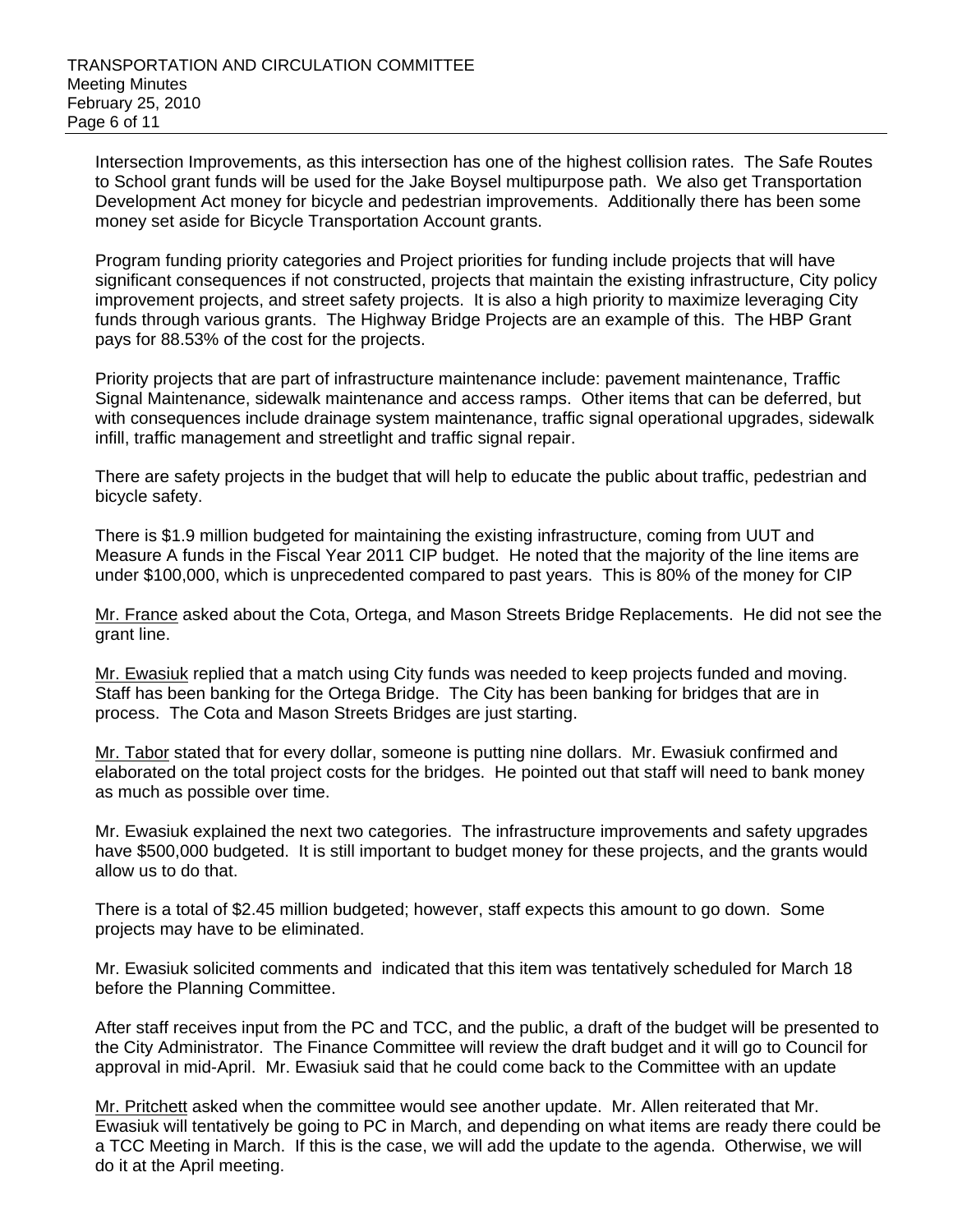Intersection Improvements, as this intersection has one of the highest collision rates. The Safe Routes to School grant funds will be used for the Jake Boysel multipurpose path. We also get Transportation Development Act money for bicycle and pedestrian improvements. Additionally there has been some money set aside for Bicycle Transportation Account grants.

Program funding priority categories and Project priorities for funding include projects that will have significant consequences if not constructed, projects that maintain the existing infrastructure, City policy improvement projects, and street safety projects. It is also a high priority to maximize leveraging City funds through various grants. The Highway Bridge Projects are an example of this. The HBP Grant pays for 88.53% of the cost for the projects.

Priority projects that are part of infrastructure maintenance include: pavement maintenance, Traffic Signal Maintenance, sidewalk maintenance and access ramps. Other items that can be deferred, but with consequences include drainage system maintenance, traffic signal operational upgrades, sidewalk infill, traffic management and streetlight and traffic signal repair.

There are safety projects in the budget that will help to educate the public about traffic, pedestrian and bicycle safety.

There is $1.9 million budgeted for maintaining the existing infrastructure, coming from UUT and Measure A funds in the Fiscal Year 2011 CIP budget. He noted that the majority of the line items are under $100,000, which is unprecedented compared to past years. This is 80% of the money for CIP

Mr. France asked about the Cota, Ortega, and Mason Streets Bridge Replacements. He did not see the grant line.

Mr. Ewasiuk replied that a match using City funds was needed to keep projects funded and moving. Staff has been banking for the Ortega Bridge. The City has been banking for bridges that are in process. The Cota and Mason Streets Bridges are just starting.

Mr. Tabor stated that for every dollar, someone is putting nine dollars. Mr. Ewasiuk confirmed and elaborated on the total project costs for the bridges. He pointed out that staff will need to bank money as much as possible over time.

Mr. Ewasiuk explained the next two categories. The infrastructure improvements and safety upgrades have $500,000 budgeted. It is still important to budget money for these projects, and the grants would allow us to do that.

There is a total of $2.45 million budgeted; however, staff expects this amount to go down. Some projects may have to be eliminated.

Mr. Ewasiuk solicited comments and indicated that this item was tentatively scheduled for March 18 before the Planning Committee.

After staff receives input from the PC and TCC, and the public, a draft of the budget will be presented to the City Administrator. The Finance Committee will review the draft budget and it will go to Council for approval in mid-April. Mr. Ewasiuk said that he could come back to the Committee with an update

Mr. Pritchett asked when the committee would see another update. Mr. Allen reiterated that Mr. Ewasiuk will tentatively be going to PC in March, and depending on what items are ready there could be a TCC Meeting in March. If this is the case, we will add the update to the agenda. Otherwise, we will do it at the April meeting.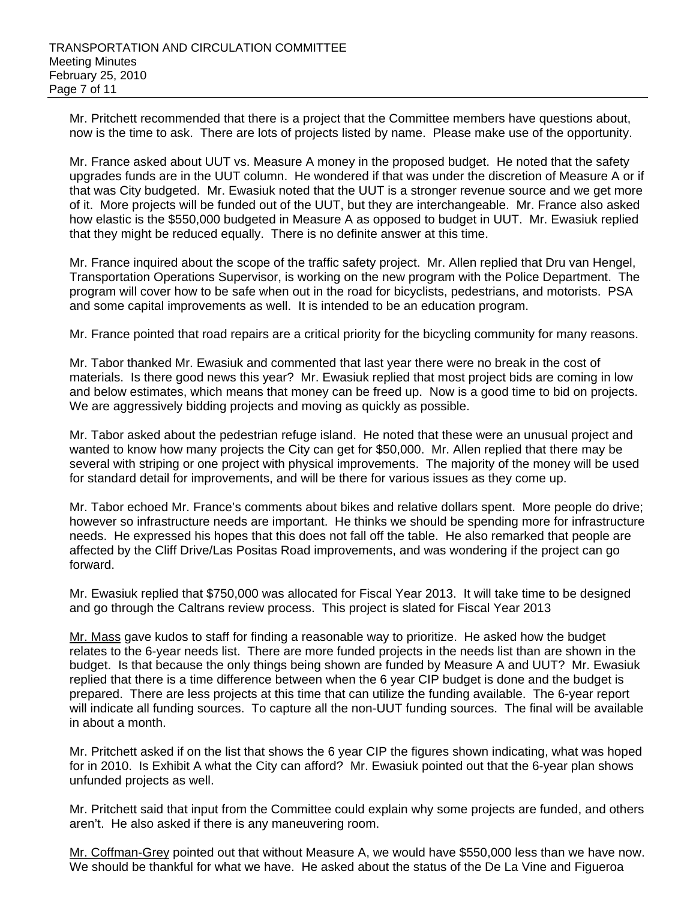Mr. Pritchett recommended that there is a project that the Committee members have questions about, now is the time to ask. There are lots of projects listed by name. Please make use of the opportunity.

Mr. France asked about UUT vs. Measure A money in the proposed budget. He noted that the safety upgrades funds are in the UUT column. He wondered if that was under the discretion of Measure A or if that was City budgeted. Mr. Ewasiuk noted that the UUT is a stronger revenue source and we get more of it. More projects will be funded out of the UUT, but they are interchangeable. Mr. France also asked how elastic is the $550,000 budgeted in Measure A as opposed to budget in UUT. Mr. Ewasiuk replied that they might be reduced equally. There is no definite answer at this time.

Mr. France inquired about the scope of the traffic safety project. Mr. Allen replied that Dru van Hengel, Transportation Operations Supervisor, is working on the new program with the Police Department. The program will cover how to be safe when out in the road for bicyclists, pedestrians, and motorists. PSA and some capital improvements as well. It is intended to be an education program.

Mr. France pointed that road repairs are a critical priority for the bicycling community for many reasons.

Mr. Tabor thanked Mr. Ewasiuk and commented that last year there were no break in the cost of materials. Is there good news this year? Mr. Ewasiuk replied that most project bids are coming in low and below estimates, which means that money can be freed up. Now is a good time to bid on projects. We are aggressively bidding projects and moving as quickly as possible.

Mr. Tabor asked about the pedestrian refuge island. He noted that these were an unusual project and wanted to know how many projects the City can get for $50,000. Mr. Allen replied that there may be several with striping or one project with physical improvements. The majority of the money will be used for standard detail for improvements, and will be there for various issues as they come up.

Mr. Tabor echoed Mr. France's comments about bikes and relative dollars spent. More people do drive; however so infrastructure needs are important. He thinks we should be spending more for infrastructure needs. He expressed his hopes that this does not fall off the table. He also remarked that people are affected by the Cliff Drive/Las Positas Road improvements, and was wondering if the project can go forward.

Mr. Ewasiuk replied that $750,000 was allocated for Fiscal Year 2013. It will take time to be designed and go through the Caltrans review process. This project is slated for Fiscal Year 2013

Mr. Mass gave kudos to staff for finding a reasonable way to prioritize. He asked how the budget relates to the 6-year needs list. There are more funded projects in the needs list than are shown in the budget. Is that because the only things being shown are funded by Measure A and UUT? Mr. Ewasiuk replied that there is a time difference between when the 6 year CIP budget is done and the budget is prepared. There are less projects at this time that can utilize the funding available. The 6-year report will indicate all funding sources. To capture all the non-UUT funding sources. The final will be available in about a month.

Mr. Pritchett asked if on the list that shows the 6 year CIP the figures shown indicating, what was hoped for in 2010. Is Exhibit A what the City can afford? Mr. Ewasiuk pointed out that the 6-year plan shows unfunded projects as well.

Mr. Pritchett said that input from the Committee could explain why some projects are funded, and others aren't. He also asked if there is any maneuvering room.

Mr. Coffman-Grey pointed out that without Measure A, we would have $550,000 less than we have now. We should be thankful for what we have. He asked about the status of the De La Vine and Figueroa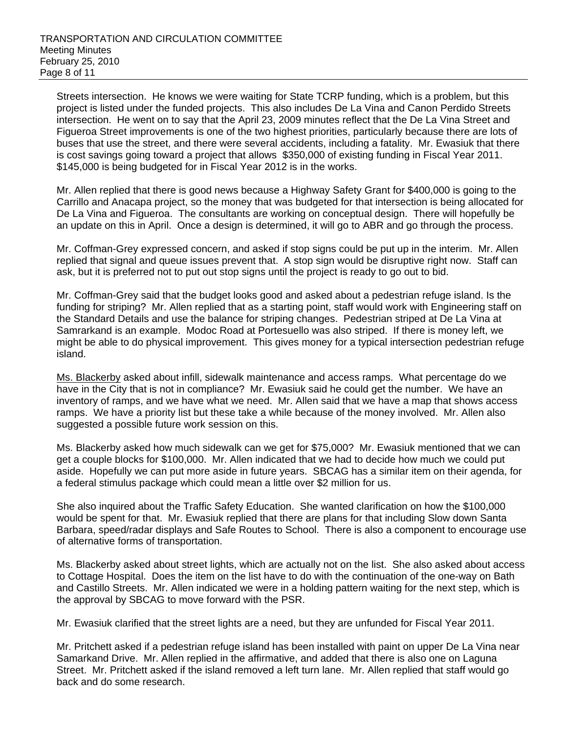Streets intersection. He knows we were waiting for State TCRP funding, which is a problem, but this project is listed under the funded projects. This also includes De La Vina and Canon Perdido Streets intersection. He went on to say that the April 23, 2009 minutes reflect that the De La Vina Street and Figueroa Street improvements is one of the two highest priorities, particularly because there are lots of buses that use the street, and there were several accidents, including a fatality. Mr. Ewasiuk that there is cost savings going toward a project that allows $350,000 of existing funding in Fiscal Year 2011. $145,000 is being budgeted for in Fiscal Year 2012 is in the works.

Mr. Allen replied that there is good news because a Highway Safety Grant for $400,000 is going to the Carrillo and Anacapa project, so the money that was budgeted for that intersection is being allocated for De La Vina and Figueroa. The consultants are working on conceptual design. There will hopefully be an update on this in April. Once a design is determined, it will go to ABR and go through the process.

Mr. Coffman-Grey expressed concern, and asked if stop signs could be put up in the interim. Mr. Allen replied that signal and queue issues prevent that. A stop sign would be disruptive right now. Staff can ask, but it is preferred not to put out stop signs until the project is ready to go out to bid.

Mr. Coffman-Grey said that the budget looks good and asked about a pedestrian refuge island. Is the funding for striping? Mr. Allen replied that as a starting point, staff would work with Engineering staff on the Standard Details and use the balance for striping changes. Pedestrian striped at De La Vina at Samrarkand is an example. Modoc Road at Portesuello was also striped. If there is money left, we might be able to do physical improvement. This gives money for a typical intersection pedestrian refuge island.

Ms. Blackerby asked about infill, sidewalk maintenance and access ramps. What percentage do we have in the City that is not in compliance? Mr. Ewasiuk said he could get the number. We have an inventory of ramps, and we have what we need. Mr. Allen said that we have a map that shows access ramps. We have a priority list but these take a while because of the money involved. Mr. Allen also suggested a possible future work session on this.

Ms. Blackerby asked how much sidewalk can we get for $75,000? Mr. Ewasiuk mentioned that we can get a couple blocks for $100,000. Mr. Allen indicated that we had to decide how much we could put aside. Hopefully we can put more aside in future years. SBCAG has a similar item on their agenda, for a federal stimulus package which could mean a little over $2 million for us.

She also inquired about the Traffic Safety Education. She wanted clarification on how the $100,000 would be spent for that. Mr. Ewasiuk replied that there are plans for that including Slow down Santa Barbara, speed/radar displays and Safe Routes to School. There is also a component to encourage use of alternative forms of transportation.

Ms. Blackerby asked about street lights, which are actually not on the list. She also asked about access to Cottage Hospital. Does the item on the list have to do with the continuation of the one-way on Bath and Castillo Streets. Mr. Allen indicated we were in a holding pattern waiting for the next step, which is the approval by SBCAG to move forward with the PSR.

Mr. Ewasiuk clarified that the street lights are a need, but they are unfunded for Fiscal Year 2011.

Mr. Pritchett asked if a pedestrian refuge island has been installed with paint on upper De La Vina near Samarkand Drive. Mr. Allen replied in the affirmative, and added that there is also one on Laguna Street. Mr. Pritchett asked if the island removed a left turn lane. Mr. Allen replied that staff would go back and do some research.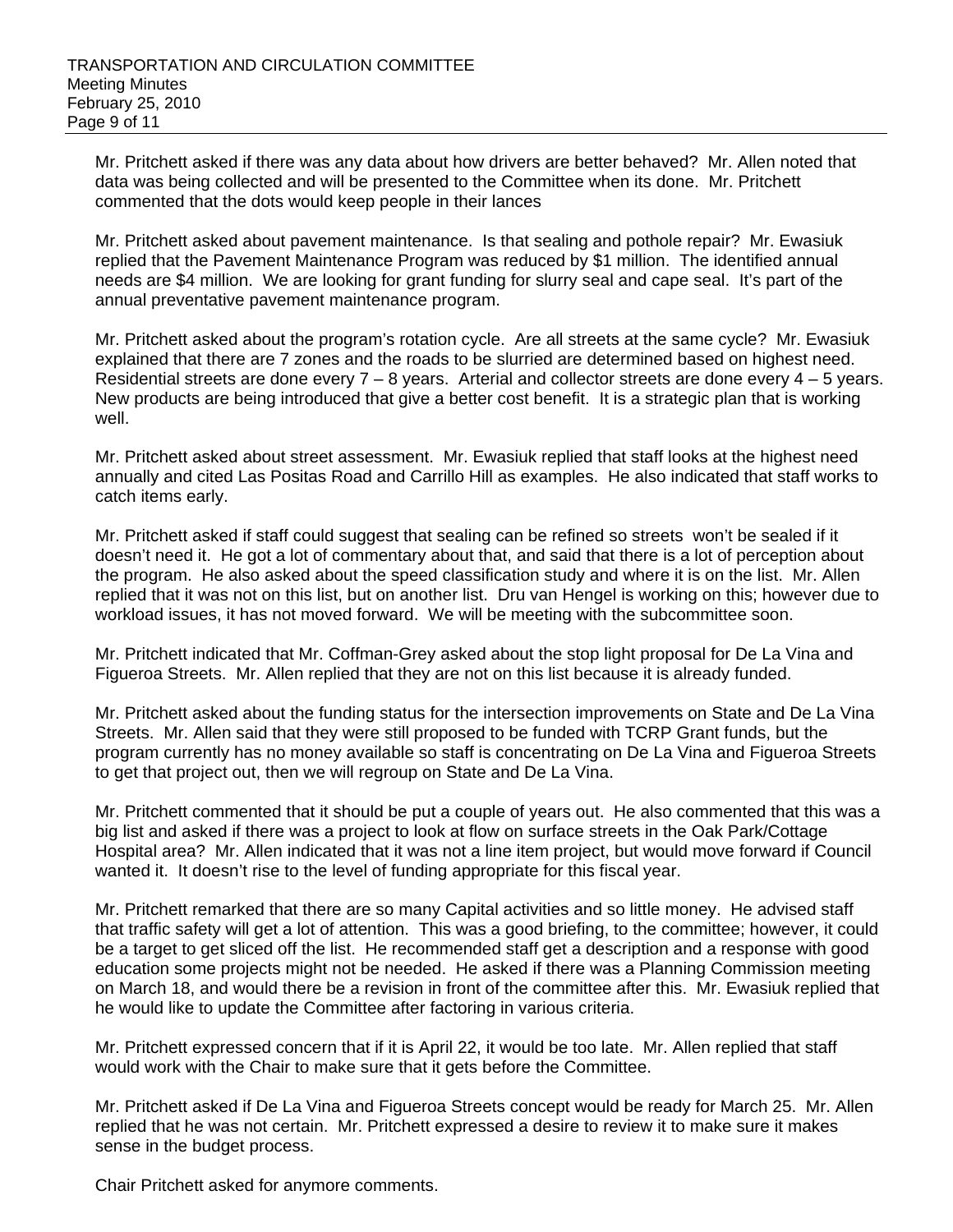Mr. Pritchett asked if there was any data about how drivers are better behaved? Mr. Allen noted that data was being collected and will be presented to the Committee when its done. Mr. Pritchett commented that the dots would keep people in their lances

Mr. Pritchett asked about pavement maintenance. Is that sealing and pothole repair? Mr. Ewasiuk replied that the Pavement Maintenance Program was reduced by $1 million. The identified annual needs are $4 million. We are looking for grant funding for slurry seal and cape seal. It's part of the annual preventative pavement maintenance program.

Mr. Pritchett asked about the program's rotation cycle. Are all streets at the same cycle? Mr. Ewasiuk explained that there are 7 zones and the roads to be slurried are determined based on highest need. Residential streets are done every 7 – 8 years. Arterial and collector streets are done every 4 – 5 years. New products are being introduced that give a better cost benefit. It is a strategic plan that is working well.

Mr. Pritchett asked about street assessment. Mr. Ewasiuk replied that staff looks at the highest need annually and cited Las Positas Road and Carrillo Hill as examples. He also indicated that staff works to catch items early.

Mr. Pritchett asked if staff could suggest that sealing can be refined so streets won't be sealed if it doesn't need it. He got a lot of commentary about that, and said that there is a lot of perception about the program. He also asked about the speed classification study and where it is on the list. Mr. Allen replied that it was not on this list, but on another list. Dru van Hengel is working on this; however due to workload issues, it has not moved forward. We will be meeting with the subcommittee soon.

Mr. Pritchett indicated that Mr. Coffman-Grey asked about the stop light proposal for De La Vina and Figueroa Streets. Mr. Allen replied that they are not on this list because it is already funded.

Mr. Pritchett asked about the funding status for the intersection improvements on State and De La Vina Streets. Mr. Allen said that they were still proposed to be funded with TCRP Grant funds, but the program currently has no money available so staff is concentrating on De La Vina and Figueroa Streets to get that project out, then we will regroup on State and De La Vina.

Mr. Pritchett commented that it should be put a couple of years out. He also commented that this was a big list and asked if there was a project to look at flow on surface streets in the Oak Park/Cottage Hospital area? Mr. Allen indicated that it was not a line item project, but would move forward if Council wanted it. It doesn't rise to the level of funding appropriate for this fiscal year.

Mr. Pritchett remarked that there are so many Capital activities and so little money. He advised staff that traffic safety will get a lot of attention. This was a good briefing, to the committee; however, it could be a target to get sliced off the list. He recommended staff get a description and a response with good education some projects might not be needed. He asked if there was a Planning Commission meeting on March 18, and would there be a revision in front of the committee after this. Mr. Ewasiuk replied that he would like to update the Committee after factoring in various criteria.

Mr. Pritchett expressed concern that if it is April 22, it would be too late. Mr. Allen replied that staff would work with the Chair to make sure that it gets before the Committee.

Mr. Pritchett asked if De La Vina and Figueroa Streets concept would be ready for March 25. Mr. Allen replied that he was not certain. Mr. Pritchett expressed a desire to review it to make sure it makes sense in the budget process.

Chair Pritchett asked for anymore comments.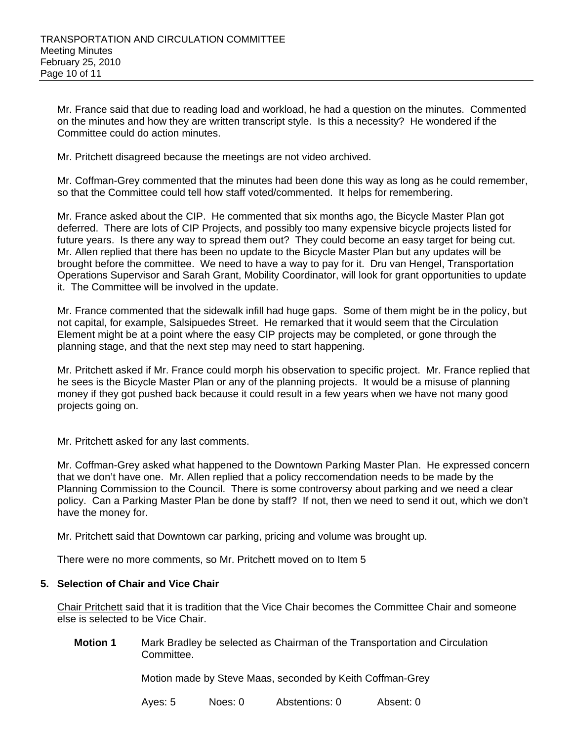Mr. France said that due to reading load and workload, he had a question on the minutes. Commented on the minutes and how they are written transcript style. Is this a necessity? He wondered if the Committee could do action minutes.

Mr. Pritchett disagreed because the meetings are not video archived.

Mr. Coffman-Grey commented that the minutes had been done this way as long as he could remember, so that the Committee could tell how staff voted/commented. It helps for remembering.

Mr. France asked about the CIP. He commented that six months ago, the Bicycle Master Plan got deferred. There are lots of CIP Projects, and possibly too many expensive bicycle projects listed for future years. Is there any way to spread them out? They could become an easy target for being cut. Mr. Allen replied that there has been no update to the Bicycle Master Plan but any updates will be brought before the committee. We need to have a way to pay for it. Dru van Hengel, Transportation Operations Supervisor and Sarah Grant, Mobility Coordinator, will look for grant opportunities to update it. The Committee will be involved in the update.

Mr. France commented that the sidewalk infill had huge gaps. Some of them might be in the policy, but not capital, for example, Salsipuedes Street. He remarked that it would seem that the Circulation Element might be at a point where the easy CIP projects may be completed, or gone through the planning stage, and that the next step may need to start happening.

Mr. Pritchett asked if Mr. France could morph his observation to specific project. Mr. France replied that he sees is the Bicycle Master Plan or any of the planning projects. It would be a misuse of planning money if they got pushed back because it could result in a few years when we have not many good projects going on.

Mr. Pritchett asked for any last comments.

Mr. Coffman-Grey asked what happened to the Downtown Parking Master Plan. He expressed concern that we don't have one. Mr. Allen replied that a policy reccomendation needs to be made by the Planning Commission to the Council. There is some controversy about parking and we need a clear policy. Can a Parking Master Plan be done by staff? If not, then we need to send it out, which we don't have the money for.

Mr. Pritchett said that Downtown car parking, pricing and volume was brought up.

There were no more comments, so Mr. Pritchett moved on to Item 5

### 5. Selection of Chair and Vice Chair

Chair Pritchett said that it is tradition that the Vice Chair becomes the Committee Chair and someone else is selected to be Vice Chair.

**Motion 1** Mark Bradley be selected as Chairman of the Transportation and Circulation Committee.

Motion made by Steve Maas, seconded by Keith Coffman-Grey

Ayes: 5 Noes: 0 Abstentions: 0 Absent: 0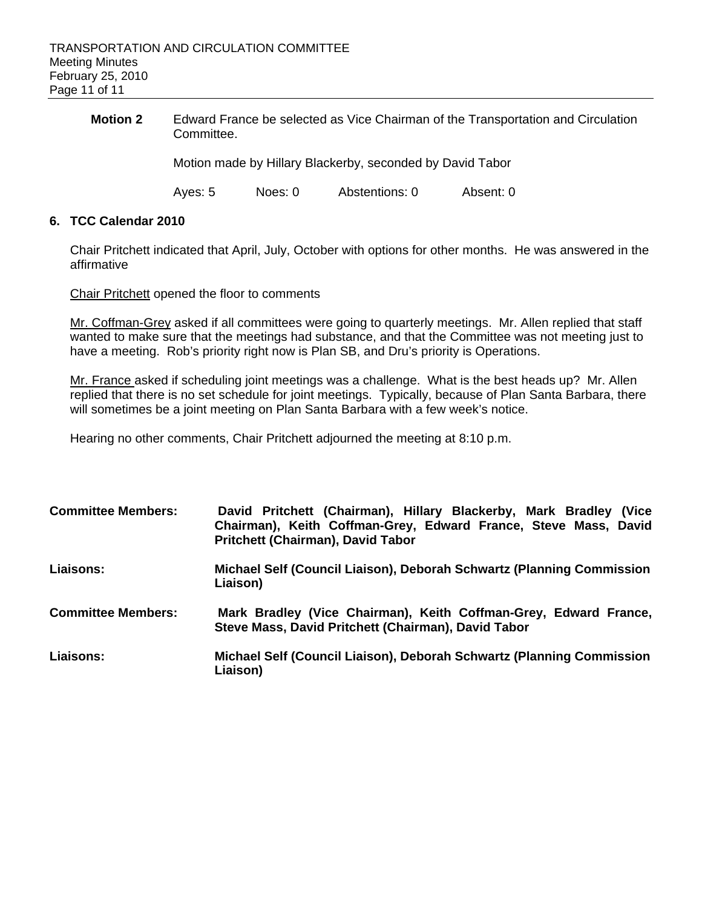**Motion 2** Edward France be selected as Vice Chairman of the Transportation and Circulation Committee.

Motion made by Hillary Blackerby, seconded by David Tabor

Ayes: 5 Noes: 0 Abstentions: 0 Absent: 0

## 6. TCC Calendar 2010

Chair Pritchett indicated that April, July, October with options for other months. He was answered in the affirmative

Chair Pritchett opened the floor to comments

Mr. Coffman-Grey asked if all committees were going to quarterly meetings. Mr. Allen replied that staff wanted to make sure that the meetings had substance, and that the Committee was not meeting just to have a meeting. Rob's priority right now is Plan SB, and Dru's priority is Operations.

Mr. France asked if scheduling joint meetings was a challenge. What is the best heads up? Mr. Allen replied that there is no set schedule for joint meetings. Typically, because of Plan Santa Barbara, there will sometimes be a joint meeting on Plan Santa Barbara with a few week's notice.

Hearing no other comments, Chair Pritchett adjourned the meeting at 8:10 p.m.

**Committee Members:** **David Pritchett (Chairman), Hillary Blackerby, Mark Bradley (Vice Chairman), Keith Coffman-Grey, Edward France, Steve Mass, David Pritchett (Chairman), David Tabor**

**Liaisons:** **Michael Self (Council Liaison), Deborah Schwartz (Planning Commission Liaison)**

**Committee Members:** **Mark Bradley (Vice Chairman), Keith Coffman-Grey, Edward France, Steve Mass, David Pritchett (Chairman), David Tabor**

**Liaisons:** **Michael Self (Council Liaison), Deborah Schwartz (Planning Commission Liaison)**